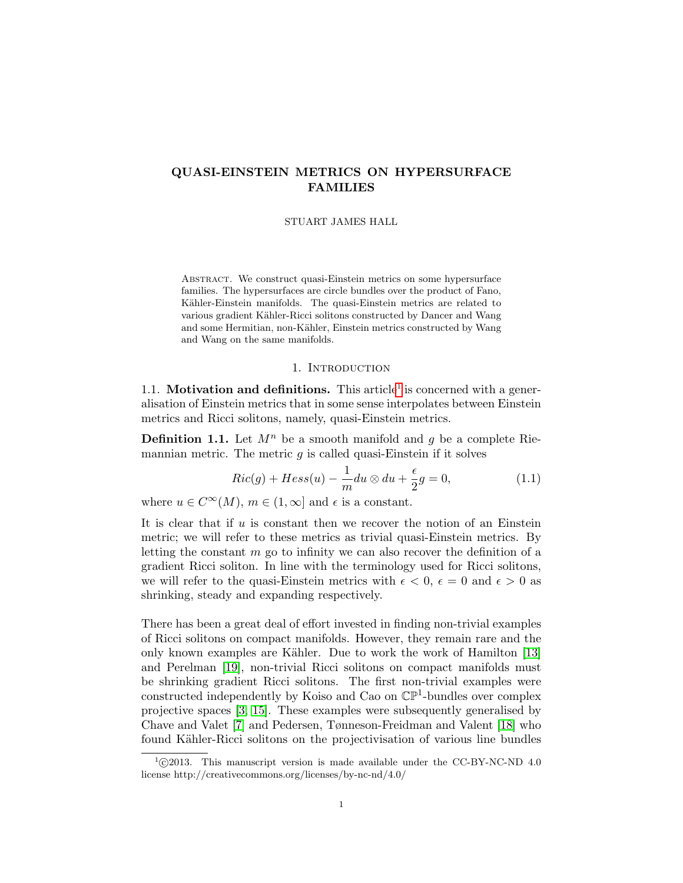# QUASI-EINSTEIN METRICS ON HYPERSURFACE FAMILIES

STUART JAMES HALL

Abstract. We construct quasi-Einstein metrics on some hypersurface families. The hypersurfaces are circle bundles over the product of Fano, Kähler-Einstein manifolds. The quasi-Einstein metrics are related to various gradient Kähler-Ricci solitons constructed by Dancer and Wang and some Hermitian, non-Kähler, Einstein metrics constructed by Wang and Wang on the same manifolds.

## 1. Introduction

### 1.1. Motivation and definitions.

This article[1] is concerned with a generalisation of Einstein metrics that in some sense interpolates between Einstein metrics and Ricci solitons, namely, quasi-Einstein metrics.

**Definition 1.1.** Let $M^n$ be a smooth manifold and $g$ be a complete Riemannian metric. The metric $g$ is called quasi-Einstein if it solves

$$Ric(g) + Hess(u) - \frac{1}{m} du \otimes du + \frac{\epsilon}{2} g = 0, \tag{1.1}$$

where $u \in C^{\infty}(M)$, $m \in (1, \infty]$ and $\epsilon$ is a constant.

It is clear that if $u$ is constant then we recover the notion of an Einstein metric; we will refer to these metrics as trivial quasi-Einstein metrics. By letting the constant $m$ go to infinity we can also recover the definition of a gradient Ricci soliton. In line with the terminology used for Ricci solitons, we will refer to the quasi-Einstein metrics with $\epsilon < 0$, $\epsilon = 0$ and $\epsilon > 0$ as shrinking, steady and expanding respectively.

There has been a great deal of effort invested in finding non-trivial examples of Ricci solitons on compact manifolds. However, they remain rare and the only known examples are Kähler. Due to work the work of Hamilton [13] and Perelman [19], non-trivial Ricci solitons on compact manifolds must be shrinking gradient Ricci solitons. The first non-trivial examples were constructed independently by Koiso and Cao on $\mathbb{CP}^1$-bundles over complex projective spaces [3, 15]. These examples were subsequently generalised by Chave and Valet [7] and Pedersen, Tønneson-Freidman and Valent [18] who found Kähler-Ricci solitons on the projectivisation of various line bundles

[1] ©2013. This manuscript version is made available under the CC-BY-NC-ND 4.0 license http://creativecommons.org/licenses/by-nc-nd/4.0/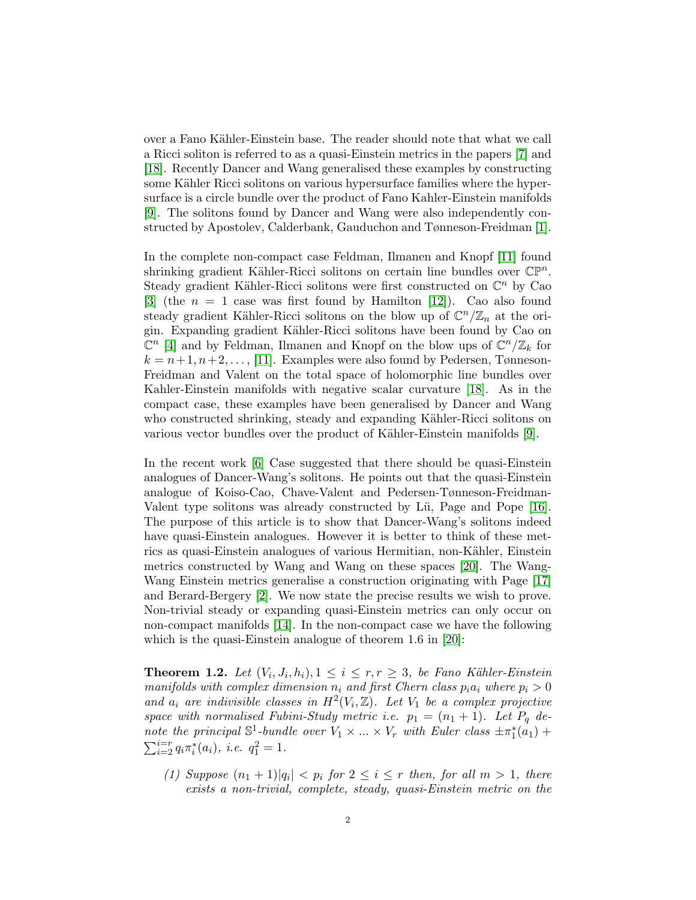over a Fano Kähler-Einstein base. The reader should note that what we call a Ricci soliton is referred to as a quasi-Einstein metrics in the papers [7] and [18]. Recently Dancer and Wang generalised these examples by constructing some Kähler Ricci solitons on various hypersurface families where the hypersurface is a circle bundle over the product of Fano Kahler-Einstein manifolds [9]. The solitons found by Dancer and Wang were also independently constructed by Apostolev, Calderbank, Gauduchon and Tønneson-Freidman [1].

In the complete non-compact case Feldman, Ilmanen and Knopf [11] found shrinking gradient Kähler-Ricci solitons on certain line bundles over $\mathbb{CP}^n$. Steady gradient Kähler-Ricci solitons were first constructed on $\mathbb{C}^n$ by Cao [3] (the $n = 1$ case was first found by Hamilton [12]). Cao also found steady gradient Kähler-Ricci solitons on the blow up of $\mathbb{C}^n/\mathbb{Z}_n$ at the origin. Expanding gradient Kähler-Ricci solitons have been found by Cao on $\mathbb{C}^n$ [4] and by Feldman, Ilmanen and Knopf on the blow ups of $\mathbb{C}^n/\mathbb{Z}_k$ for $k = n+1, n+2, \ldots$, [11]. Examples were also found by Pedersen, Tønneson-Freidman and Valent on the total space of holomorphic line bundles over Kahler-Einstein manifolds with negative scalar curvature [18]. As in the compact case, these examples have been generalised by Dancer and Wang who constructed shrinking, steady and expanding Kähler-Ricci solitons on various vector bundles over the product of Kähler-Einstein manifolds [9].

In the recent work [6] Case suggested that there should be quasi-Einstein analogues of Dancer-Wang's solitons. He points out that the quasi-Einstein analogue of Koiso-Cao, Chave-Valent and Pedersen-Tønneson-Freidman-Valent type solitons was already constructed by Lü, Page and Pope [16]. The purpose of this article is to show that Dancer-Wang's solitons indeed have quasi-Einstein analogues. However it is better to think of these metrics as quasi-Einstein analogues of various Hermitian, non-Kähler, Einstein metrics constructed by Wang and Wang on these spaces [20]. The Wang-Wang Einstein metrics generalise a construction originating with Page [17] and Berard-Bergery [2]. We now state the precise results we wish to prove. Non-trivial steady or expanding quasi-Einstein metrics can only occur on non-compact manifolds [14]. In the non-compact case we have the following which is the quasi-Einstein analogue of theorem 1.6 in [20]:

**Theorem 1.2.** *Let $(V_i, J_i, h_i), 1 \leq i \leq r, r \geq 3$, be Fano Kähler-Einstein manifolds with complex dimension $n_i$ and first Chern class $p_i a_i$ where $p_i > 0$ and $a_i$ are indivisible classes in $H^2(V_i, \mathbb{Z})$. Let $V_1$ be a complex projective space with normalised Fubini-Study metric i.e. $p_1 = (n_1 + 1)$. Let $P_q$ denote the principal $\mathbb{S}^1$-bundle over $V_1 \times \ldots \times V_r$ with Euler class $\pm\pi_1^*(a_1) + \sum_{i=2}^{i=r} q_i \pi_i^*(a_i)$, i.e. $q_1^2 = 1$.*

*(1) Suppose $(n_1 + 1)|q_i| < p_i$ for $2 \leq i \leq r$ then, for all $m > 1$, there exists a non-trivial, complete, steady, quasi-Einstein metric on the*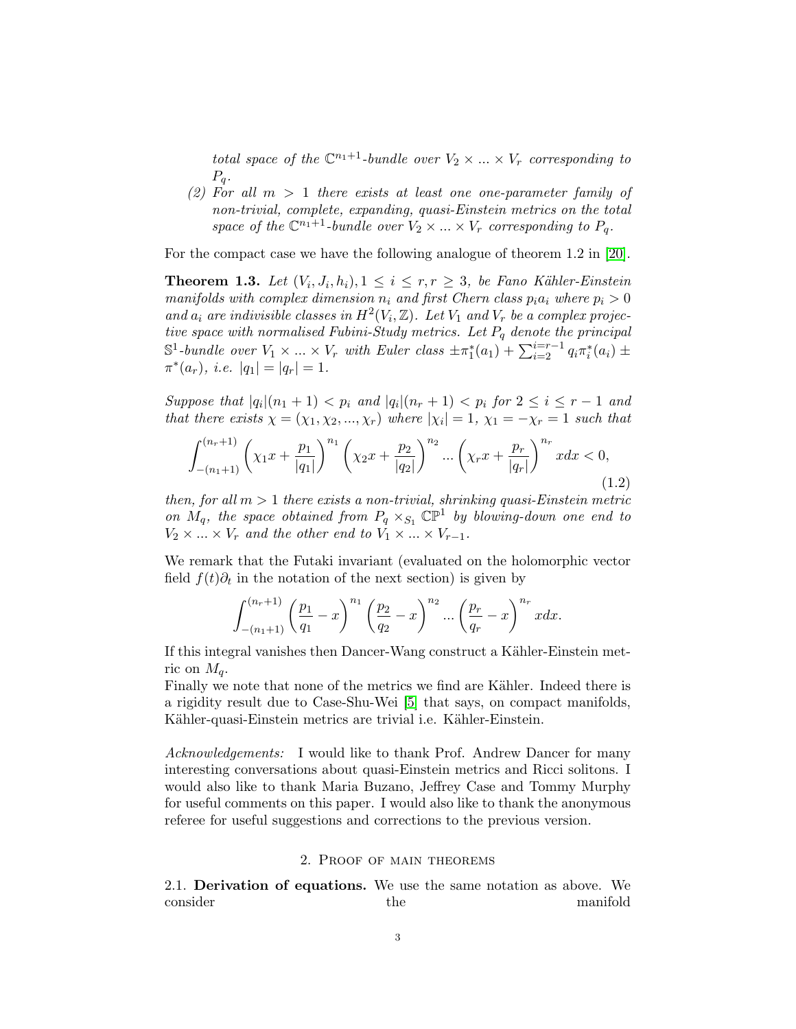*total space of the $\mathbb{C}^{n_1+1}$-bundle over $V_2 \times ... \times V_r$ corresponding to $P_q$.*

*(2) For all $m > 1$ there exists at least one one-parameter family of non-trivial, complete, expanding, quasi-Einstein metrics on the total space of the $\mathbb{C}^{n_1+1}$-bundle over $V_2 \times ... \times V_r$ corresponding to $P_q$.*

For the compact case we have the following analogue of theorem 1.2 in [20].

**Theorem 1.3.** *Let $(V_i, J_i, h_i), 1 \leq i \leq r, r \geq 3$, be Fano Kähler-Einstein manifolds with complex dimension $n_i$ and first Chern class $p_i a_i$ where $p_i > 0$ and $a_i$ are indivisible classes in $H^2(V_i, \mathbb{Z})$. Let $V_1$ and $V_r$ be a complex projective space with normalised Fubini-Study metrics. Let $P_q$ denote the principal $\mathbb{S}^1$-bundle over $V_1 \times ... \times V_r$ with Euler class $\pm\pi_1^*(a_1) + \sum_{i=2}^{i=r-1} q_i \pi_i^*(a_i) \pm \pi^*(a_r)$, i.e. $|q_1| = |q_r| = 1$.*

*Suppose that $|q_i|(n_1+1) < p_i$ and $|q_i|(n_r+1) < p_i$ for $2 \leq i \leq r-1$ and that there exists $\chi = (\chi_1, \chi_2, ..., \chi_r)$ where $|\chi_i| = 1$, $\chi_1 = -\chi_r = 1$ such that*

$$\int_{-(n_1+1)}^{(n_r+1)} \left(\chi_1 x + \frac{p_1}{|q_1|}\right)^{n_1} \left(\chi_2 x + \frac{p_2}{|q_2|}\right)^{n_2} ... \left(\chi_r x + \frac{p_r}{|q_r|}\right)^{n_r} x dx < 0, \tag{1.2}$$

*then, for all $m > 1$ there exists a non-trivial, shrinking quasi-Einstein metric on $M_q$, the space obtained from $P_q \times_{S_1} \mathbb{CP}^1$ by blowing-down one end to $V_2 \times ... \times V_r$ and the other end to $V_1 \times ... \times V_{r-1}$.*

We remark that the Futaki invariant (evaluated on the holomorphic vector field $f(t)\partial_t$ in the notation of the next section) is given by

$$\int_{-(n_1+1)}^{(n_r+1)} \left(\frac{p_1}{q_1} - x\right)^{n_1} \left(\frac{p_2}{q_2} - x\right)^{n_2} ... \left(\frac{p_r}{q_r} - x\right)^{n_r} x dx.$$

If this integral vanishes then Dancer-Wang construct a Kähler-Einstein metric on $M_q$.

Finally we note that none of the metrics we find are Kähler. Indeed there is a rigidity result due to Case-Shu-Wei [5] that says, on compact manifolds, Kähler-quasi-Einstein metrics are trivial i.e. Kähler-Einstein.

*Acknowledgements:* I would like to thank Prof. Andrew Dancer for many interesting conversations about quasi-Einstein metrics and Ricci solitons. I would also like to thank Maria Buzano, Jeffrey Case and Tommy Murphy for useful comments on this paper. I would also like to thank the anonymous referee for useful suggestions and corrections to the previous version.

## 2. Proof of main theorems

2.1. **Derivation of equations.** We use the same notation as above. We consider the manifold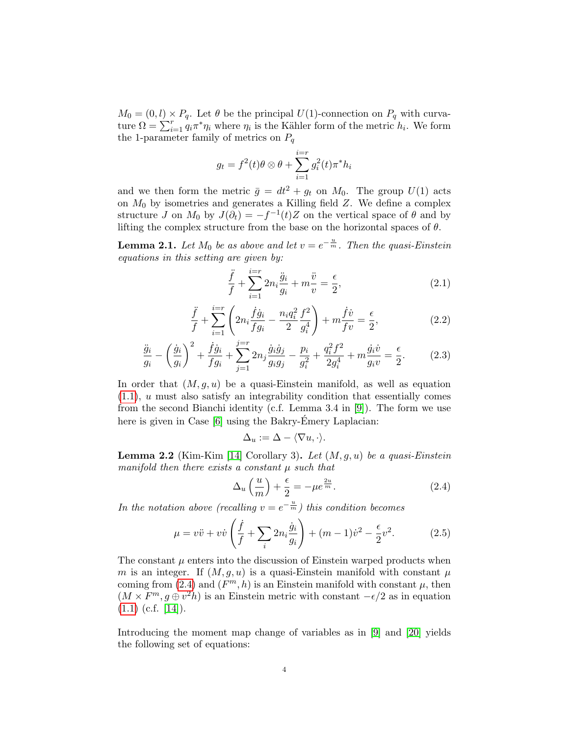$M_0 = (0, l) \times P_q$. Let $\theta$ be the principal $U(1)$-connection on $P_q$ with curvature $\Omega = \sum_{i=1}^{r} q_i \pi^* \eta_i$ where $\eta_i$ is the Kähler form of the metric $h_i$. We form the 1-parameter family of metrics on $P_q$

$$g_t = f^2(t)\theta \otimes \theta + \sum_{i=1}^{i=r} g_i^2(t) \pi^* h_i$$

and we then form the metric $\bar{g} = dt^2 + g_t$ on $M_0$. The group $U(1)$ acts on $M_0$ by isometries and generates a Killing field $Z$. We define a complex structure $J$ on $M_0$ by $J(\partial_t) = -f^{-1}(t)Z$ on the vertical space of $\theta$ and by lifting the complex structure from the base on the horizontal spaces of $\theta$.

**Lemma 2.1.** *Let $M_0$ be as above and let $v = e^{-\frac{u}{m}}$. Then the quasi-Einstein equations in this setting are given by:*

$$\frac{\ddot{f}}{f} + \sum_{i=1}^{i=r} 2n_i \frac{\ddot{g}_i}{g_i} + m\frac{\ddot{v}}{v} = \frac{\epsilon}{2}, \tag{2.1}$$

$$\frac{\ddot{f}}{f} + \sum_{i=1}^{i=r} \left( 2n_i \frac{\dot{f}\dot{g}_i}{f g_i} - \frac{n_i q_i^2}{2} \frac{f^2}{g_i^4} \right) + m\frac{\dot{f}\dot{v}}{f v} = \frac{\epsilon}{2}, \tag{2.2}$$

$$\frac{\ddot{g}_i}{g_i} - \left(\frac{\dot{g}_i}{g_i}\right)^2 + \frac{\dot{f}\dot{g}_i}{f g_i} + \sum_{j=1}^{j=r} 2n_j \frac{\dot{g}_i \dot{g}_j}{g_i g_j} - \frac{p_i}{g_i^2} + \frac{q_i^2 f^2}{2 g_i^4} + m\frac{\dot{g}_i \dot{v}}{g_i v} = \frac{\epsilon}{2}. \tag{2.3}$$

In order that $(M, g, u)$ be a quasi-Einstein manifold, as well as equation (1.1), $u$ must also satisfy an integrability condition that essentially comes from the second Bianchi identity (c.f. Lemma 3.4 in [9]). The form we use here is given in Case [6] using the Bakry-Émery Laplacian:

$$\Delta_u := \Delta - \langle \nabla u, \cdot \rangle.$$

**Lemma 2.2** (Kim-Kim [14] Corollary 3)**.** *Let $(M, g, u)$ be a quasi-Einstein manifold then there exists a constant $\mu$ such that*

$$\Delta_u \left(\frac{u}{m}\right) + \frac{\epsilon}{2} = -\mu e^{\frac{2u}{m}}. \tag{2.4}$$

*In the notation above (recalling $v = e^{-\frac{u}{m}}$) this condition becomes*

$$\mu = v\ddot{v} + v\dot{v}\left(\frac{\dot{f}}{f} + \sum_i 2n_i \frac{\dot{g}_i}{g_i}\right) + (m-1)\dot{v}^2 - \frac{\epsilon}{2} v^2. \tag{2.5}$$

The constant $\mu$ enters into the discussion of Einstein warped products when $m$ is an integer. If $(M, g, u)$ is a quasi-Einstein manifold with constant $\mu$ coming from (2.4) and $(F^m, h)$ is an Einstein manifold with constant $\mu$, then $(M \times F^m, g \oplus v^2 h)$ is an Einstein metric with constant $-\epsilon/2$ as in equation (1.1) (c.f. [14]).

Introducing the moment map change of variables as in [9] and [20] yields the following set of equations: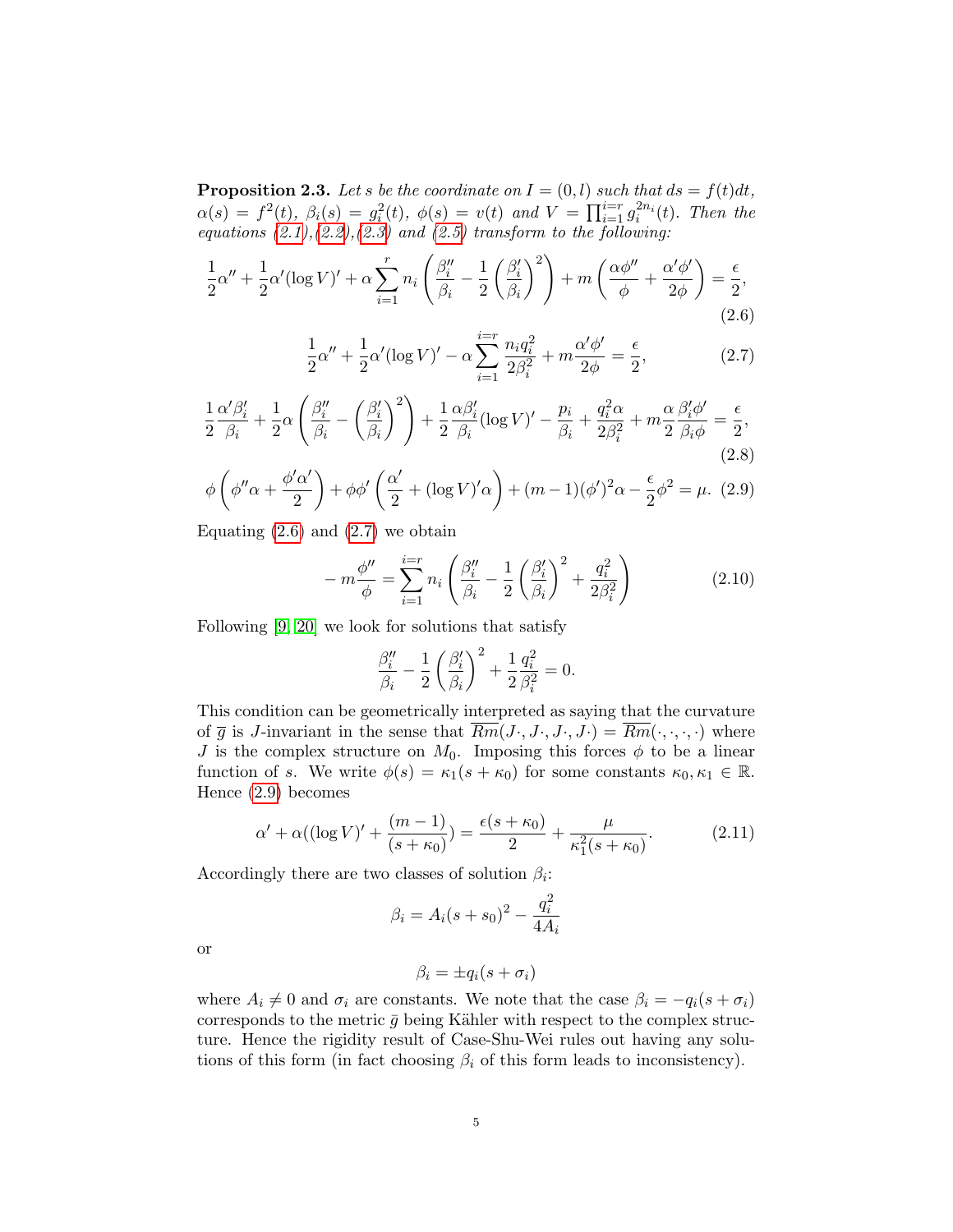**Proposition 2.3.** *Let $s$ be the coordinate on $I=(0,l)$ such that $ds = f(t)dt$, $\alpha(s) = f^2(t)$, $\beta_i(s) = g_i^2(t)$, $\phi(s) = v(t)$ and $V = \prod_{i=1}^{i=r} g_i^{2n_i}(t)$. Then the equations (2.1),(2.2),(2.3) and (2.5) transform to the following:*

$$\frac{1}{2}\alpha'' + \frac{1}{2}\alpha'(\log V)' + \alpha\sum_{i=1}^{r} n_i\left(\frac{\beta_i''}{\beta_i} - \frac{1}{2}\left(\frac{\beta_i'}{\beta_i}\right)^2\right) + m\left(\frac{\alpha\phi''}{\phi} + \frac{\alpha'\phi'}{2\phi}\right) = \frac{\epsilon}{2}, \tag{2.6}$$

$$\frac{1}{2}\alpha'' + \frac{1}{2}\alpha'(\log V)' - \alpha\sum_{i=1}^{i=r}\frac{n_i q_i^2}{2\beta_i^2} + m\frac{\alpha'\phi'}{2\phi} = \frac{\epsilon}{2}, \tag{2.7}$$

$$\frac{1}{2}\frac{\alpha'\beta_i'}{\beta_i} + \frac{1}{2}\alpha\left(\frac{\beta_i''}{\beta_i} - \left(\frac{\beta_i'}{\beta_i}\right)^2\right) + \frac{1}{2}\frac{\alpha\beta_i'}{\beta_i}(\log V)' - \frac{p_i}{\beta_i} + \frac{q_i^2\alpha}{2\beta_i^2} + m\frac{\alpha}{2}\frac{\beta_i'\phi'}{\beta_i\phi} = \frac{\epsilon}{2}, \tag{2.8}$$

$$\phi\left(\phi''\alpha + \frac{\phi'\alpha'}{2}\right) + \phi\phi'\left(\frac{\alpha'}{2} + (\log V)'\alpha\right) + (m-1)(\phi')^2\alpha - \frac{\epsilon}{2}\phi^2 = \mu. \tag{2.9}$$

Equating (2.6) and (2.7) we obtain

$$-m\frac{\phi''}{\phi} = \sum_{i=1}^{i=r} n_i\left(\frac{\beta_i''}{\beta_i} - \frac{1}{2}\left(\frac{\beta_i'}{\beta_i}\right)^2 + \frac{q_i^2}{2\beta_i^2}\right) \tag{2.10}$$

Following [9, 20] we look for solutions that satisfy

$$\frac{\beta_i''}{\beta_i} - \frac{1}{2}\left(\frac{\beta_i'}{\beta_i}\right)^2 + \frac{1}{2}\frac{q_i^2}{\beta_i^2} = 0.$$

This condition can be geometrically interpreted as saying that the curvature of $\overline{g}$ is $J$-invariant in the sense that $\overline{Rm}(J\cdot, J\cdot, J\cdot, J\cdot) = \overline{Rm}(\cdot,\cdot,\cdot,\cdot)$ where $J$ is the complex structure on $M_0$. Imposing this forces $\phi$ to be a linear function of $s$. We write $\phi(s) = \kappa_1(s+\kappa_0)$ for some constants $\kappa_0, \kappa_1 \in \mathbb{R}$. Hence (2.9) becomes

$$\alpha' + \alpha((\log V)' + \frac{(m-1)}{(s+\kappa_0)}) = \frac{\epsilon(s+\kappa_0)}{2} + \frac{\mu}{\kappa_1^2(s+\kappa_0)}. \tag{2.11}$$

Accordingly there are two classes of solution $\beta_i$:

$$\beta_i = A_i(s+s_0)^2 - \frac{q_i^2}{4A_i}$$

or

$$\beta_i = \pm q_i(s+\sigma_i)$$

where $A_i \neq 0$ and $\sigma_i$ are constants. We note that the case $\beta_i = -q_i(s+\sigma_i)$ corresponds to the metric $\bar{g}$ being Kähler with respect to the complex structure. Hence the rigidity result of Case-Shu-Wei rules out having any solutions of this form (in fact choosing $\beta_i$ of this form leads to inconsistency).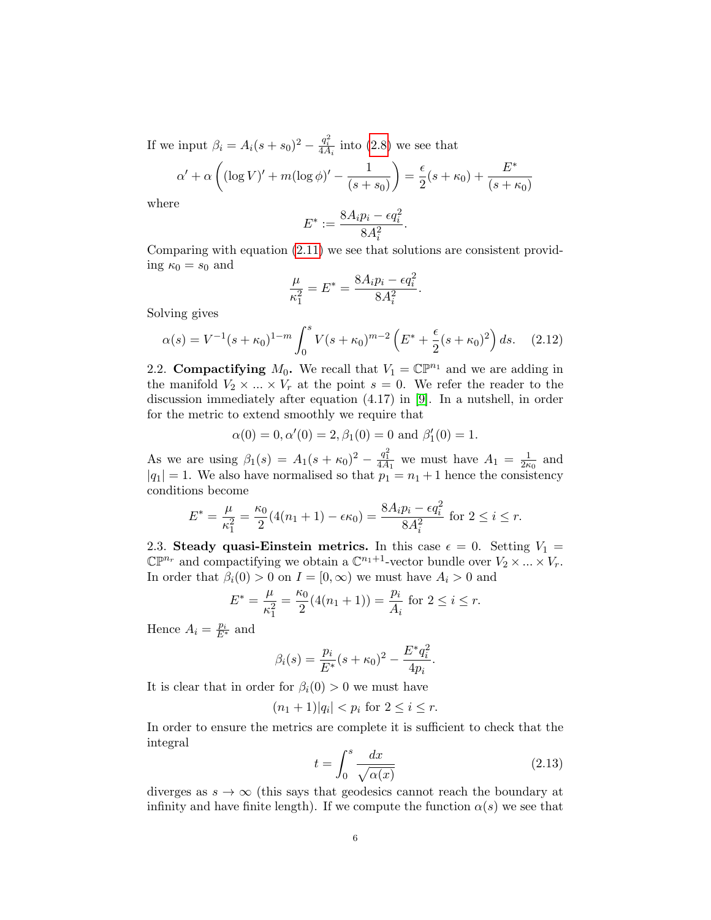If we input $\beta_i = A_i(s+s_0)^2 - \frac{q_i^2}{4A_i}$ into (2.8) we see that

$$\alpha' + \alpha\left((\log V)' + m(\log\phi)' - \frac{1}{(s+s_0)}\right) = \frac{\epsilon}{2}(s+\kappa_0) + \frac{E^*}{(s+\kappa_0)}$$

where

$$E^* := \frac{8A_ip_i - \epsilon q_i^2}{8A_i^2}.$$

Comparing with equation (2.11) we see that solutions are consistent providing $\kappa_0 = s_0$ and

$$\frac{\mu}{\kappa_1^2} = E^* = \frac{8A_ip_i - \epsilon q_i^2}{8A_i^2}.$$

Solving gives

$$\alpha(s) = V^{-1}(s+\kappa_0)^{1-m}\int_0^s V(s+\kappa_0)^{m-2}\left(E^* + \frac{\epsilon}{2}(s+\kappa_0)^2\right)ds. \tag{2.12}$$

2.2. **Compactifying $M_0$.** We recall that $V_1 = \mathbb{CP}^{n_1}$ and we are adding in the manifold $V_2 \times ... \times V_r$ at the point $s=0$. We refer the reader to the discussion immediately after equation (4.17) in [9]. In a nutshell, in order for the metric to extend smoothly we require that

$$\alpha(0) = 0, \alpha'(0) = 2, \beta_1(0) = 0 \text{ and } \beta_1'(0) = 1.$$

As we are using $\beta_1(s) = A_1(s+\kappa_0)^2 - \frac{q_1^2}{4A_1}$ we must have $A_1 = \frac{1}{2\kappa_0}$ and $|q_1| = 1$. We also have normalised so that $p_1 = n_1 + 1$ hence the consistency conditions become

$$E^* = \frac{\mu}{\kappa_1^2} = \frac{\kappa_0}{2}(4(n_1+1) - \epsilon\kappa_0) = \frac{8A_ip_i - \epsilon q_i^2}{8A_i^2} \text{ for } 2 \le i \le r.$$

2.3. **Steady quasi-Einstein metrics.** In this case $\epsilon = 0$. Setting $V_1 = \mathbb{CP}^{n_r}$ and compactifying we obtain a $\mathbb{C}^{n_1+1}$-vector bundle over $V_2 \times ... \times V_r$. In order that $\beta_i(0) > 0$ on $I = [0,\infty)$ we must have $A_i > 0$ and

$$E^* = \frac{\mu}{\kappa_1^2} = \frac{\kappa_0}{2}(4(n_1+1)) = \frac{p_i}{A_i} \text{ for } 2 \le i \le r.$$

Hence $A_i = \frac{p_i}{E^*}$ and

$$\beta_i(s) = \frac{p_i}{E^*}(s+\kappa_0)^2 - \frac{E^* q_i^2}{4p_i}.$$

It is clear that in order for $\beta_i(0) > 0$ we must have

$$(n_1+1)|q_i| < p_i \text{ for } 2 \le i \le r.$$

In order to ensure the metrics are complete it is sufficient to check that the integral

$$t = \int_0^s \frac{dx}{\sqrt{\alpha(x)}} \tag{2.13}$$

diverges as $s \to \infty$ (this says that geodesics cannot reach the boundary at infinity and have finite length). If we compute the function $\alpha(s)$ we see that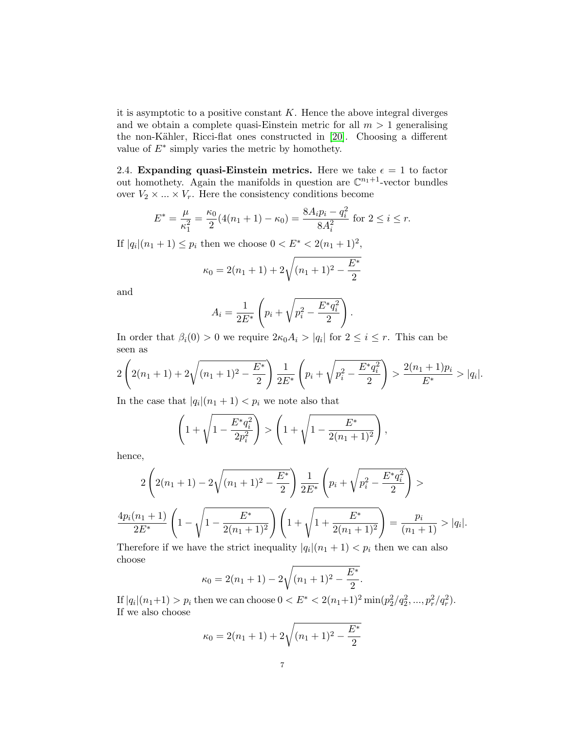it is asymptotic to a positive constant $K$. Hence the above integral diverges and we obtain a complete quasi-Einstein metric for all $m > 1$ generalising the non-Kähler, Ricci-flat ones constructed in [20]. Choosing a different value of $E^*$ simply varies the metric by homothety.

2.4. **Expanding quasi-Einstein metrics.** Here we take $\epsilon = 1$ to factor out homothety. Again the manifolds in question are $\mathbb{C}^{n_1+1}$-vector bundles over $V_2 \times ... \times V_r$. Here the consistency conditions become

$$E^* = \frac{\mu}{\kappa_1^2} = \frac{\kappa_0}{2}(4(n_1+1) - \kappa_0) = \frac{8A_i p_i - q_i^2}{8A_i^2} \text{ for } 2 \leq i \leq r.$$

If $|q_i|(n_1+1) \leq p_i$ then we choose $0 < E^* < 2(n_1+1)^2$,

$$\kappa_0 = 2(n_1+1) + 2\sqrt{(n_1+1)^2 - \frac{E^*}{2}}$$

and

$$A_i = \frac{1}{2E^*}\left(p_i + \sqrt{p_i^2 - \frac{E^* q_i^2}{2}}\right).$$

In order that $\beta_i(0) > 0$ we require $2\kappa_0 A_i > |q_i|$ for $2 \leq i \leq r$. This can be seen as

$$2\left(2(n_1+1) + 2\sqrt{(n_1+1)^2 - \frac{E^*}{2}}\right)\frac{1}{2E^*}\left(p_i + \sqrt{p_i^2 - \frac{E^* q_i^2}{2}}\right) > \frac{2(n_1+1)p_i}{E^*} > |q_i|.$$

In the case that $|q_i|(n_1+1) < p_i$ we note also that

$$\left(1 + \sqrt{1 - \frac{E^* q_i^2}{2p_i^2}}\right) > \left(1 + \sqrt{1 - \frac{E^*}{2(n_1+1)^2}}\right),$$

hence,

$$2\left(2(n_1+1) - 2\sqrt{(n_1+1)^2 - \frac{E^*}{2}}\right)\frac{1}{2E^*}\left(p_i + \sqrt{p_i^2 - \frac{E^* q_i^2}{2}}\right) >$$

$$\frac{4p_i(n_1+1)}{2E^*}\left(1 - \sqrt{1 - \frac{E^*}{2(n_1+1)^2}}\right)\left(1 + \sqrt{1 + \frac{E^*}{2(n_1+1)^2}}\right) = \frac{p_i}{(n_1+1)} > |q_i|.$$

Therefore if we have the strict inequality $|q_i|(n_1+1) < p_i$ then we can also choose

$$\kappa_0 = 2(n_1+1) - 2\sqrt{(n_1+1)^2 - \frac{E^*}{2}}.$$

If $|q_i|(n_1+1) > p_i$ then we can choose $0 < E^* < 2(n_1+1)^2 \min(p_2^2/q_2^2, ..., p_r^2/q_r^2)$. If we also choose

$$\kappa_0 = 2(n_1+1) + 2\sqrt{(n_1+1)^2 - \frac{E^*}{2}}$$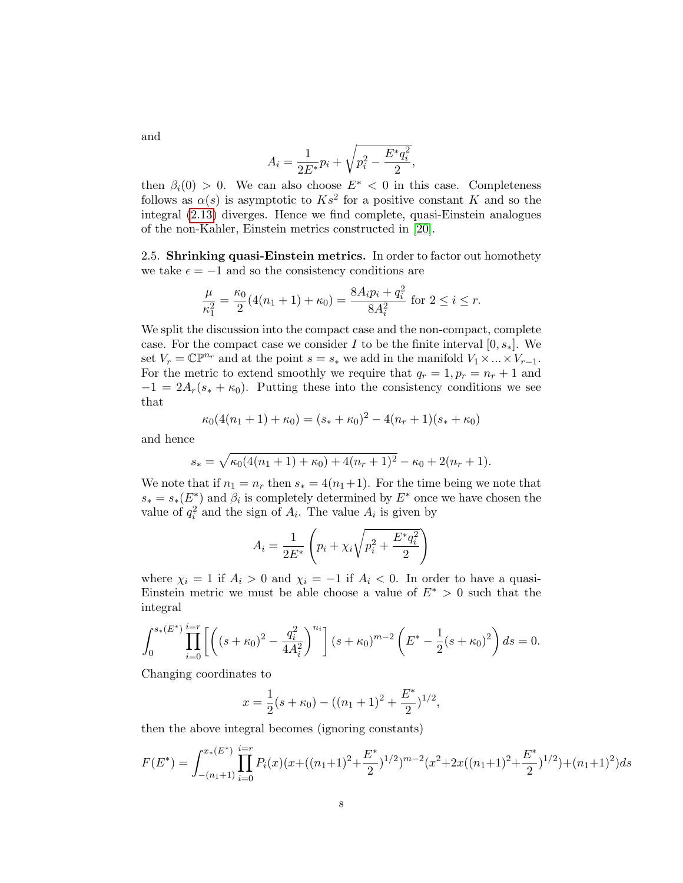and

$$A_i = \frac{1}{2E^*}p_i + \sqrt{p_i^2 - \frac{E^* q_i^2}{2}},$$

then $\beta_i(0) > 0$. We can also choose $E^* < 0$ in this case. Completeness follows as $\alpha(s)$ is asymptotic to $Ks^2$ for a positive constant $K$ and so the integral (2.13) diverges. Hence we find complete, quasi-Einstein analogues of the non-Kahler, Einstein metrics constructed in [20].

2.5. **Shrinking quasi-Einstein metrics.** In order to factor out homothety we take $\epsilon = -1$ and so the consistency conditions are

$$\frac{\mu}{\kappa_1^2} = \frac{\kappa_0}{2}(4(n_1+1)+\kappa_0) = \frac{8A_i p_i + q_i^2}{8A_i^2} \text{ for } 2 \le i \le r.$$

We split the discussion into the compact case and the non-compact, complete case. For the compact case we consider $I$ to be the finite interval $[0, s_*]$. We set $V_r = \mathbb{CP}^{n_r}$ and at the point $s = s_*$ we add in the manifold $V_1 \times ... \times V_{r-1}$. For the metric to extend smoothly we require that $q_r = 1, p_r = n_r + 1$ and $-1 = 2A_r(s_* + \kappa_0)$. Putting these into the consistency conditions we see that

$$\kappa_0(4(n_1+1)+\kappa_0) = (s_* + \kappa_0)^2 - 4(n_r+1)(s_* + \kappa_0)$$

and hence

$$s_* = \sqrt{\kappa_0(4(n_1+1)+\kappa_0) + 4(n_r+1)^2} - \kappa_0 + 2(n_r+1).$$

We note that if $n_1 = n_r$ then $s_* = 4(n_1+1)$. For the time being we note that $s_* = s_*(E^*)$ and $\beta_i$ is completely determined by $E^*$ once we have chosen the value of $q_i^2$ and the sign of $A_i$. The value $A_i$ is given by

$$A_i = \frac{1}{2E^*}\left(p_i + \chi_i\sqrt{p_i^2 + \frac{E^* q_i^2}{2}}\right)$$

where $\chi_i = 1$ if $A_i > 0$ and $\chi_i = -1$ if $A_i < 0$. In order to have a quasi-Einstein metric we must be able choose a value of $E^* > 0$ such that the integral

$$\int_0^{s_*(E^*)} \prod_{i=0}^{i=r}\left[\left((s+\kappa_0)^2 - \frac{q_i^2}{4A_i^2}\right)^{n_i}\right](s+\kappa_0)^{m-2}\left(E^* - \frac{1}{2}(s+\kappa_0)^2\right)ds = 0.$$

Changing coordinates to

$$x = \frac{1}{2}(s+\kappa_0) - ((n_1+1)^2 + \frac{E^*}{2})^{1/2},$$

then the above integral becomes (ignoring constants)

$$F(E^*) = \int_{-(n_1+1)}^{x_*(E^*)} \prod_{i=0}^{i=r} P_i(x)(x+((n_1+1)^2+\frac{E^*}{2})^{1/2})^{m-2}(x^2+2x((n_1+1)^2+\frac{E^*}{2})^{1/2})+(n_1+1)^2)ds$$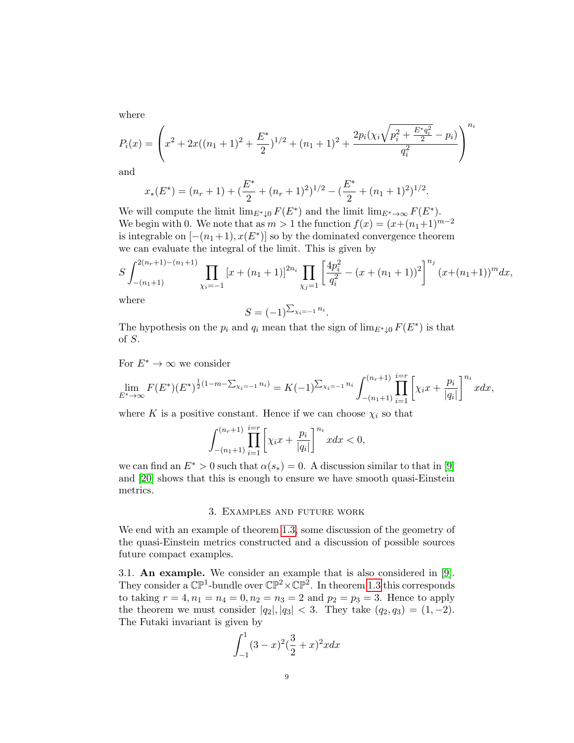where

$$P_i(x) = \left( x^2 + 2x((n_1+1)^2 + \frac{E^*}{2})^{1/2} + (n_1+1)^2 + \frac{2p_i(\chi_i \sqrt{p_i^2 + \frac{E^* q_i^2}{2}} - p_i)}{q_i^2} \right)^{n_i}$$

and

$$x_*(E^*) = (n_r+1) + (\frac{E^*}{2} + (n_r+1)^2)^{1/2} - (\frac{E^*}{2} + (n_1+1)^2)^{1/2}.$$

We will compute the limit $\lim_{E^* \downarrow 0} F(E^*)$ and the limit $\lim_{E^* \to \infty} F(E^*)$. We begin with 0. We note that as $m > 1$ the function $f(x) = (x + (n_1+1)^{m-2}$ is integrable on $[-(n_1+1), x(E^*)]$ so by the dominated convergence theorem we can evaluate the integral of the limit. This is given by

$$S \int_{-(n_1+1)}^{2(n_r+1)-(n_1+1)} \prod_{\chi_i=-1} [x + (n_1+1)]^{2n_i} \prod_{\chi_j=1} \left[ \frac{4p_i^2}{q_i^2} - (x + (n_1+1))^2 \right]^{n_j} (x + (n_1+1))^m dx,$$

where

$$S = (-1)^{\sum_{\chi_i=-1} n_i}.$$

The hypothesis on the $p_i$ and $q_i$ mean that the sign of $\lim_{E^* \downarrow 0} F(E^*)$ is that of $S$.

For $E^* \to \infty$ we consider

$$\lim_{E^* \to \infty} F(E^*)(E^*)^{\frac{1}{2}(1-m-\sum_{\chi_i=-1} n_i)} = K(-1)^{\sum_{\chi_i=-1} n_i} \int_{-(n_1+1)}^{(n_r+1)} \prod_{i=1}^{i=r} \left[ \chi_i x + \frac{p_i}{|q_i|} \right]^{n_i} x dx,$$

where $K$ is a positive constant. Hence if we can choose $\chi_i$ so that

$$\int_{-(n_1+1)}^{(n_r+1)} \prod_{i=1}^{i=r} \left[ \chi_i x + \frac{p_i}{|q_i|} \right]^{n_i} x dx < 0,$$

we can find an $E^* > 0$ such that $\alpha(s_*) = 0$. A discussion similar to that in [9] and [20] shows that this is enough to ensure we have smooth quasi-Einstein metrics.

## 3. Examples and future work

We end with an example of theorem 1.3, some discussion of the geometry of the quasi-Einstein metrics constructed and a discussion of possible sources future compact examples.

**3.1. An example.** We consider an example that is also considered in [9]. They consider a $\mathbb{CP}^1$-bundle over $\mathbb{CP}^2 \times \mathbb{CP}^2$. In theorem 1.3 this corresponds to taking $r = 4, n_1 = n_4 = 0, n_2 = n_3 = 2$ and $p_2 = p_3 = 3$. Hence to apply the theorem we must consider $|q_2|, |q_3| < 3$. They take $(q_2, q_3) = (1, -2)$. The Futaki invariant is given by

$$\int_{-1}^{1} (3-x)^2 (\frac{3}{2} + x)^2 x dx$$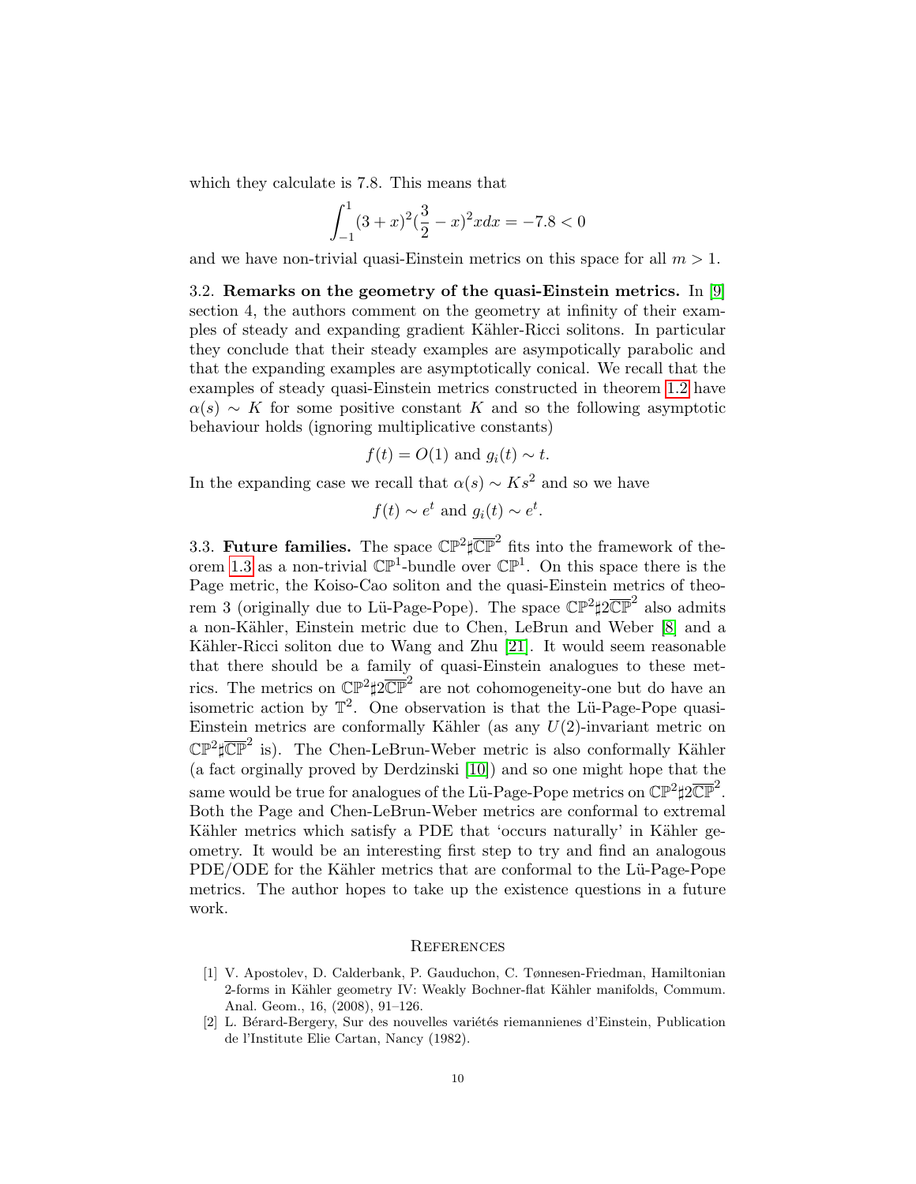which they calculate is 7.8. This means that

$$\int_{-1}^{1}(3+x)^2(\frac{3}{2}-x)^2 x dx = -7.8 < 0$$

and we have non-trivial quasi-Einstein metrics on this space for all $m > 1$.

**3.2. Remarks on the geometry of the quasi-Einstein metrics.** In [9] section 4, the authors comment on the geometry at infinity of their examples of steady and expanding gradient Kähler-Ricci solitons. In particular they conclude that their steady examples are asympotically parabolic and that the expanding examples are asymptotically conical. We recall that the examples of steady quasi-Einstein metrics constructed in theorem 1.2 have $\alpha(s) \sim K$ for some positive constant $K$ and so the following asymptotic behaviour holds (ignoring multiplicative constants)

$$f(t) = O(1) \text{ and } g_i(t) \sim t.$$

In the expanding case we recall that $\alpha(s) \sim Ks^2$ and so we have

$$f(t) \sim e^t \text{ and } g_i(t) \sim e^t.$$

**3.3. Future families.** The space $\mathbb{CP}^2\sharp\overline{\mathbb{CP}}^2$ fits into the framework of theorem 1.3 as a non-trivial $\mathbb{CP}^1$-bundle over $\mathbb{CP}^1$. On this space there is the Page metric, the Koiso-Cao soliton and the quasi-Einstein metrics of theorem 3 (originally due to Lü-Page-Pope). The space $\mathbb{CP}^2\sharp2\overline{\mathbb{CP}}^2$ also admits a non-Kähler, Einstein metric due to Chen, LeBrun and Weber [8] and a Kähler-Ricci soliton due to Wang and Zhu [21]. It would seem reasonable that there should be a family of quasi-Einstein analogues to these metrics. The metrics on $\mathbb{CP}^2\sharp2\overline{\mathbb{CP}}^2$ are not cohomogeneity-one but do have an isometric action by $\mathbb{T}^2$. One observation is that the Lü-Page-Pope quasi-Einstein metrics are conformally Kähler (as any $U(2)$-invariant metric on $\mathbb{CP}^2\sharp\overline{\mathbb{CP}}^2$ is). The Chen-LeBrun-Weber metric is also conformally Kähler (a fact orginally proved by Derdzinski [10]) and so one might hope that the same would be true for analogues of the Lü-Page-Pope metrics on $\mathbb{CP}^2\sharp2\overline{\mathbb{CP}}^2$. Both the Page and Chen-LeBrun-Weber metrics are conformal to extremal Kähler metrics which satisfy a PDE that 'occurs naturally' in Kähler geometry. It would be an interesting first step to try and find an analogous PDE/ODE for the Kähler metrics that are conformal to the Lü-Page-Pope metrics. The author hopes to take up the existence questions in a future work.

## References

[1] V. Apostolev, D. Calderbank, P. Gauduchon, C. Tønnesen-Friedman, Hamiltonian 2-forms in Kähler geometry IV: Weakly Bochner-flat Kähler manifolds, Commum. Anal. Geom., 16, (2008), 91–126.

[2] L. Bérard-Bergery, Sur des nouvelles variétés riemannienes d'Einstein, Publication de l'Institute Elie Cartan, Nancy (1982).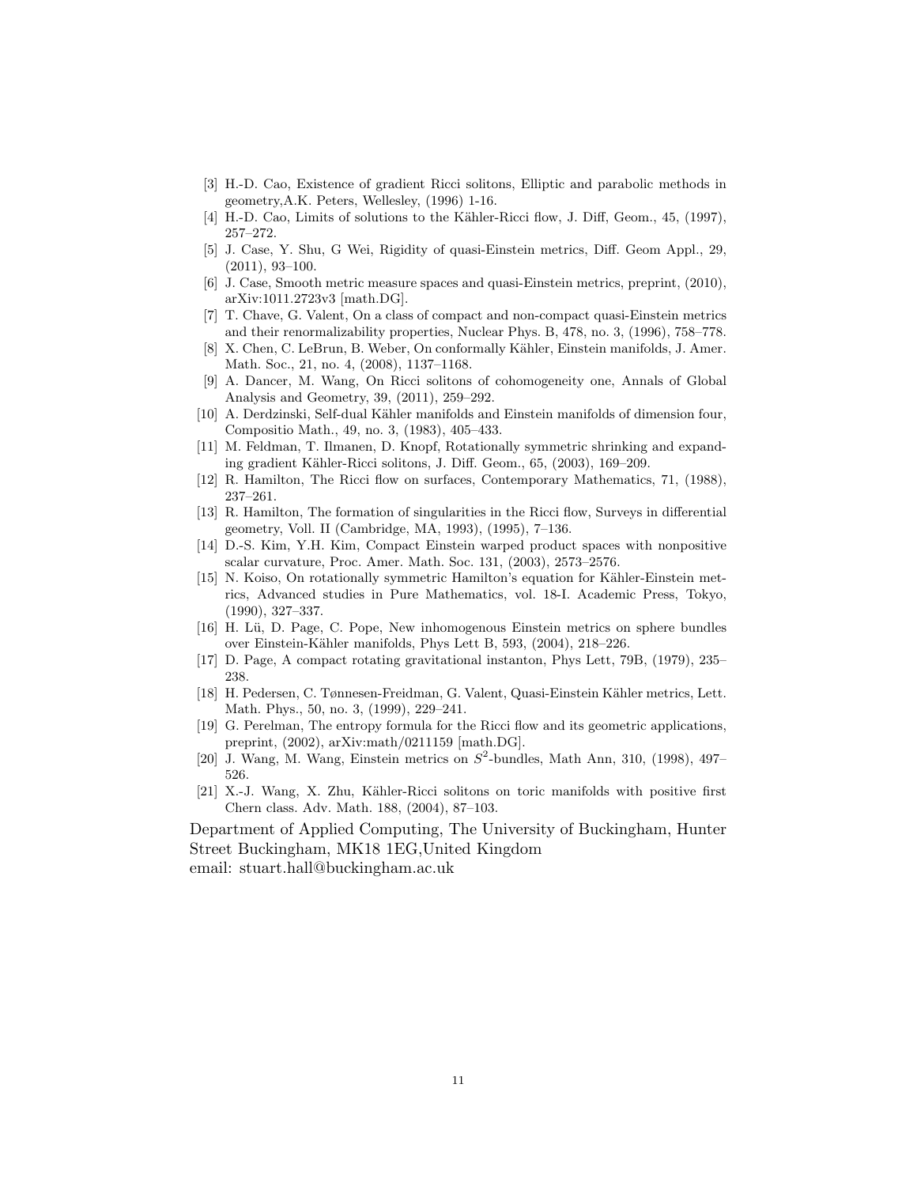[3] H.-D. Cao, Existence of gradient Ricci solitons, Elliptic and parabolic methods in geometry,A.K. Peters, Wellesley, (1996) 1-16.

[4] H.-D. Cao, Limits of solutions to the Kähler-Ricci flow, J. Diff, Geom., 45, (1997), 257–272.

[5] J. Case, Y. Shu, G Wei, Rigidity of quasi-Einstein metrics, Diff. Geom Appl., 29, (2011), 93–100.

[6] J. Case, Smooth metric measure spaces and quasi-Einstein metrics, preprint, (2010), arXiv:1011.2723v3 [math.DG].

[7] T. Chave, G. Valent, On a class of compact and non-compact quasi-Einstein metrics and their renormalizability properties, Nuclear Phys. B, 478, no. 3, (1996), 758–778.

[8] X. Chen, C. LeBrun, B. Weber, On conformally Kähler, Einstein manifolds, J. Amer. Math. Soc., 21, no. 4, (2008), 1137–1168.

[9] A. Dancer, M. Wang, On Ricci solitons of cohomogeneity one, Annals of Global Analysis and Geometry, 39, (2011), 259–292.

[10] A. Derdzinski, Self-dual Kähler manifolds and Einstein manifolds of dimension four, Compositio Math., 49, no. 3, (1983), 405–433.

[11] M. Feldman, T. Ilmanen, D. Knopf, Rotationally symmetric shrinking and expanding gradient Kähler-Ricci solitons, J. Diff. Geom., 65, (2003), 169–209.

[12] R. Hamilton, The Ricci flow on surfaces, Contemporary Mathematics, 71, (1988), 237–261.

[13] R. Hamilton, The formation of singularities in the Ricci flow, Surveys in differential geometry, Voll. II (Cambridge, MA, 1993), (1995), 7–136.

[14] D.-S. Kim, Y.H. Kim, Compact Einstein warped product spaces with nonpositive scalar curvature, Proc. Amer. Math. Soc. 131, (2003), 2573–2576.

[15] N. Koiso, On rotationally symmetric Hamilton's equation for Kähler-Einstein metrics, Advanced studies in Pure Mathematics, vol. 18-I. Academic Press, Tokyo, (1990), 327–337.

[16] H. Lü, D. Page, C. Pope, New inhomogenous Einstein metrics on sphere bundles over Einstein-Kähler manifolds, Phys Lett B, 593, (2004), 218–226.

[17] D. Page, A compact rotating gravitational instanton, Phys Lett, 79B, (1979), 235–238.

[18] H. Pedersen, C. Tønnesen-Freidman, G. Valent, Quasi-Einstein Kähler metrics, Lett. Math. Phys., 50, no. 3, (1999), 229–241.

[19] G. Perelman, The entropy formula for the Ricci flow and its geometric applications, preprint, (2002), arXiv:math/0211159 [math.DG].

[20] J. Wang, M. Wang, Einstein metrics on $S^2$-bundles, Math Ann, 310, (1998), 497–526.

[21] X.-J. Wang, X. Zhu, Kähler-Ricci solitons on toric manifolds with positive first Chern class. Adv. Math. 188, (2004), 87–103.

Department of Applied Computing, The University of Buckingham, Hunter Street Buckingham, MK18 1EG,United Kingdom
email: stuart.hall@buckingham.ac.uk